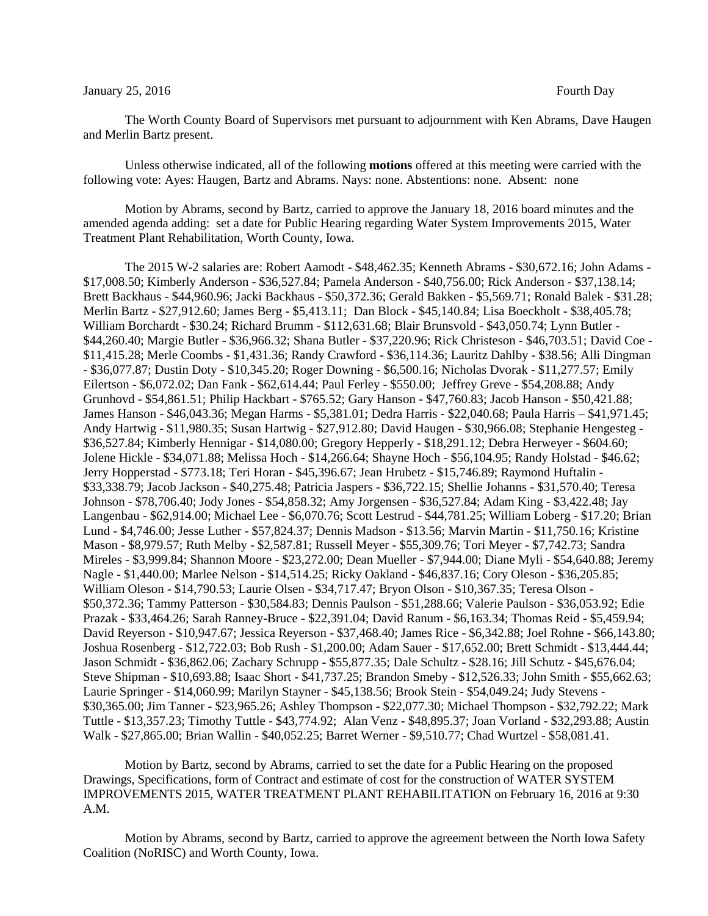January 25, 2016 Fourth Day

The Worth County Board of Supervisors met pursuant to adjournment with Ken Abrams, Dave Haugen and Merlin Bartz present.

Unless otherwise indicated, all of the following **motions** offered at this meeting were carried with the following vote: Ayes: Haugen, Bartz and Abrams. Nays: none. Abstentions: none. Absent: none

Motion by Abrams, second by Bartz, carried to approve the January 18, 2016 board minutes and the amended agenda adding: set a date for Public Hearing regarding Water System Improvements 2015, Water Treatment Plant Rehabilitation, Worth County, Iowa.

The 2015 W-2 salaries are: Robert Aamodt - $48,462.35; Kenneth Abrams - $30,672.16; John Adams - $17,008.50; Kimberly Anderson - $36,527.84; Pamela Anderson - $40,756.00; Rick Anderson - $37,138.14; Brett Backhaus - $44,960.96; Jacki Backhaus - $50,372.36; Gerald Bakken - $5,569.71; Ronald Balek - $31.28; Merlin Bartz - $27,912.60; James Berg - $5,413.11; Dan Block - $45,140.84; Lisa Boeckholt - $38,405.78; William Borchardt - $30.24; Richard Brumm - $112,631.68; Blair Brunsvold - $43,050.74; Lynn Butler - $44,260.40; Margie Butler - $36,966.32; Shana Butler - $37,220.96; Rick Christeson - $46,703.51; David Coe - $11,415.28; Merle Coombs - $1,431.36; Randy Crawford - $36,114.36; Lauritz Dahlby - $38.56; Alli Dingman - $36,077.87; Dustin Doty - $10,345.20; Roger Downing - $6,500.16; Nicholas Dvorak - $11,277.57; Emily Eilertson - $6,072.02; Dan Fank - $62,614.44; Paul Ferley - $550.00; Jeffrey Greve - $54,208.88; Andy Grunhovd - $54,861.51; Philip Hackbart - $765.52; Gary Hanson - $47,760.83; Jacob Hanson - $50,421.88; James Hanson - $46,043.36; Megan Harms - $5,381.01; Dedra Harris - $22,040.68; Paula Harris – $41,971.45; Andy Hartwig - $11,980.35; Susan Hartwig - $27,912.80; David Haugen - $30,966.08; Stephanie Hengesteg - $36,527.84; Kimberly Hennigar - $14,080.00; Gregory Hepperly - $18,291.12; Debra Herweyer - $604.60; Jolene Hickle - $34,071.88; Melissa Hoch - $14,266.64; Shayne Hoch - $56,104.95; Randy Holstad - $46.62; Jerry Hopperstad - $773.18; Teri Horan - $45,396.67; Jean Hrubetz - $15,746.89; Raymond Huftalin - $33,338.79; Jacob Jackson - $40,275.48; Patricia Jaspers - $36,722.15; Shellie Johanns - $31,570.40; Teresa Johnson - $78,706.40; Jody Jones - $54,858.32; Amy Jorgensen - $36,527.84; Adam King - $3,422.48; Jay Langenbau - $62,914.00; Michael Lee - $6,070.76; Scott Lestrud - $44,781.25; William Loberg - $17.20; Brian Lund - $4,746.00; Jesse Luther - $57,824.37; Dennis Madson - $13.56; Marvin Martin - $11,750.16; Kristine Mason - $8,979.57; Ruth Melby - $2,587.81; Russell Meyer - $55,309.76; Tori Meyer - $7,742.73; Sandra Mireles - $3,999.84; Shannon Moore - $23,272.00; Dean Mueller - $7,944.00; Diane Myli - $54,640.88; Jeremy Nagle - $1,440.00; Marlee Nelson - $14,514.25; Ricky Oakland - $46,837.16; Cory Oleson - $36,205.85; William Oleson - $14,790.53; Laurie Olsen - $34,717.47; Bryon Olson - $10,367.35; Teresa Olson - $50,372.36; Tammy Patterson - $30,584.83; Dennis Paulson - $51,288.66; Valerie Paulson - $36,053.92; Edie Prazak - $33,464.26; Sarah Ranney-Bruce - $22,391.04; David Ranum - $6,163.34; Thomas Reid - $5,459.94; David Reyerson - $10,947.67; Jessica Reyerson - $37,468.40; James Rice - $6,342.88; Joel Rohne - $66,143.80; Joshua Rosenberg - $12,722.03; Bob Rush - $1,200.00; Adam Sauer - $17,652.00; Brett Schmidt - $13,444.44; Jason Schmidt - $36,862.06; Zachary Schrupp - $55,877.35; Dale Schultz - $28.16; Jill Schutz - $45,676.04; Steve Shipman - $10,693.88; Isaac Short - $41,737.25; Brandon Smeby - $12,526.33; John Smith - $55,662.63; Laurie Springer - $14,060.99; Marilyn Stayner - $45,138.56; Brook Stein - $54,049.24; Judy Stevens - $30,365.00; Jim Tanner - $23,965.26; Ashley Thompson - $22,077.30; Michael Thompson - $32,792.22; Mark Tuttle - $13,357.23; Timothy Tuttle - $43,774.92; Alan Venz - $48,895.37; Joan Vorland - $32,293.88; Austin Walk - $27,865.00; Brian Wallin - $40,052.25; Barret Werner - $9,510.77; Chad Wurtzel - $58,081.41.

Motion by Bartz, second by Abrams, carried to set the date for a Public Hearing on the proposed Drawings, Specifications, form of Contract and estimate of cost for the construction of WATER SYSTEM IMPROVEMENTS 2015, WATER TREATMENT PLANT REHABILITATION on February 16, 2016 at 9:30 A.M.

Motion by Abrams, second by Bartz, carried to approve the agreement between the North Iowa Safety Coalition (NoRISC) and Worth County, Iowa.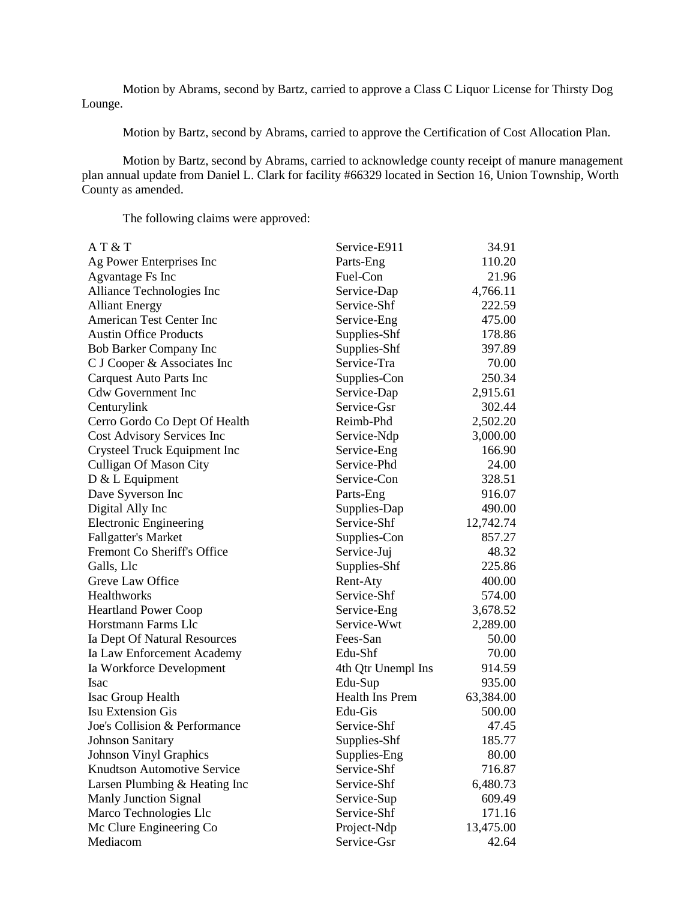Motion by Abrams, second by Bartz, carried to approve a Class C Liquor License for Thirsty Dog Lounge.

Motion by Bartz, second by Abrams, carried to approve the Certification of Cost Allocation Plan.

Motion by Bartz, second by Abrams, carried to acknowledge county receipt of manure management plan annual update from Daniel L. Clark for facility #66329 located in Section 16, Union Township, Worth County as amended.

The following claims were approved:

| | | |
|---|---|---|
| A T & T | Service-E911 | 34.91 |
| Ag Power Enterprises Inc | Parts-Eng | 110.20 |
| Agvantage Fs Inc | Fuel-Con | 21.96 |
| Alliance Technologies Inc | Service-Dap | 4,766.11 |
| Alliant Energy | Service-Shf | 222.59 |
| American Test Center Inc | Service-Eng | 475.00 |
| Austin Office Products | Supplies-Shf | 178.86 |
| Bob Barker Company Inc | Supplies-Shf | 397.89 |
| C J Cooper & Associates Inc | Service-Tra | 70.00 |
| Carquest Auto Parts Inc | Supplies-Con | 250.34 |
| Cdw Government Inc | Service-Dap | 2,915.61 |
| Centurylink | Service-Gsr | 302.44 |
| Cerro Gordo Co Dept Of Health | Reimb-Phd | 2,502.20 |
| Cost Advisory Services Inc | Service-Ndp | 3,000.00 |
| Crysteel Truck Equipment Inc | Service-Eng | 166.90 |
| Culligan Of Mason City | Service-Phd | 24.00 |
| D & L Equipment | Service-Con | 328.51 |
| Dave Syverson Inc | Parts-Eng | 916.07 |
| Digital Ally Inc | Supplies-Dap | 490.00 |
| Electronic Engineering | Service-Shf | 12,742.74 |
| Fallgatter's Market | Supplies-Con | 857.27 |
| Fremont Co Sheriff's Office | Service-Juj | 48.32 |
| Galls, Llc | Supplies-Shf | 225.86 |
| Greve Law Office | Rent-Aty | 400.00 |
| Healthworks | Service-Shf | 574.00 |
| Heartland Power Coop | Service-Eng | 3,678.52 |
| Horstmann Farms Llc | Service-Wwt | 2,289.00 |
| Ia Dept Of Natural Resources | Fees-San | 50.00 |
| Ia Law Enforcement Academy | Edu-Shf | 70.00 |
| Ia Workforce Development | 4th Qtr Unempl Ins | 914.59 |
| Isac | Edu-Sup | 935.00 |
| Isac Group Health | Health Ins Prem | 63,384.00 |
| Isu Extension Gis | Edu-Gis | 500.00 |
| Joe's Collision & Performance | Service-Shf | 47.45 |
| Johnson Sanitary | Supplies-Shf | 185.77 |
| Johnson Vinyl Graphics | Supplies-Eng | 80.00 |
| Knudtson Automotive Service | Service-Shf | 716.87 |
| Larsen Plumbing & Heating Inc | Service-Shf | 6,480.73 |
| Manly Junction Signal | Service-Sup | 609.49 |
| Marco Technologies Llc | Service-Shf | 171.16 |
| Mc Clure Engineering Co | Project-Ndp | 13,475.00 |
| Mediacom | Service-Gsr | 42.64 |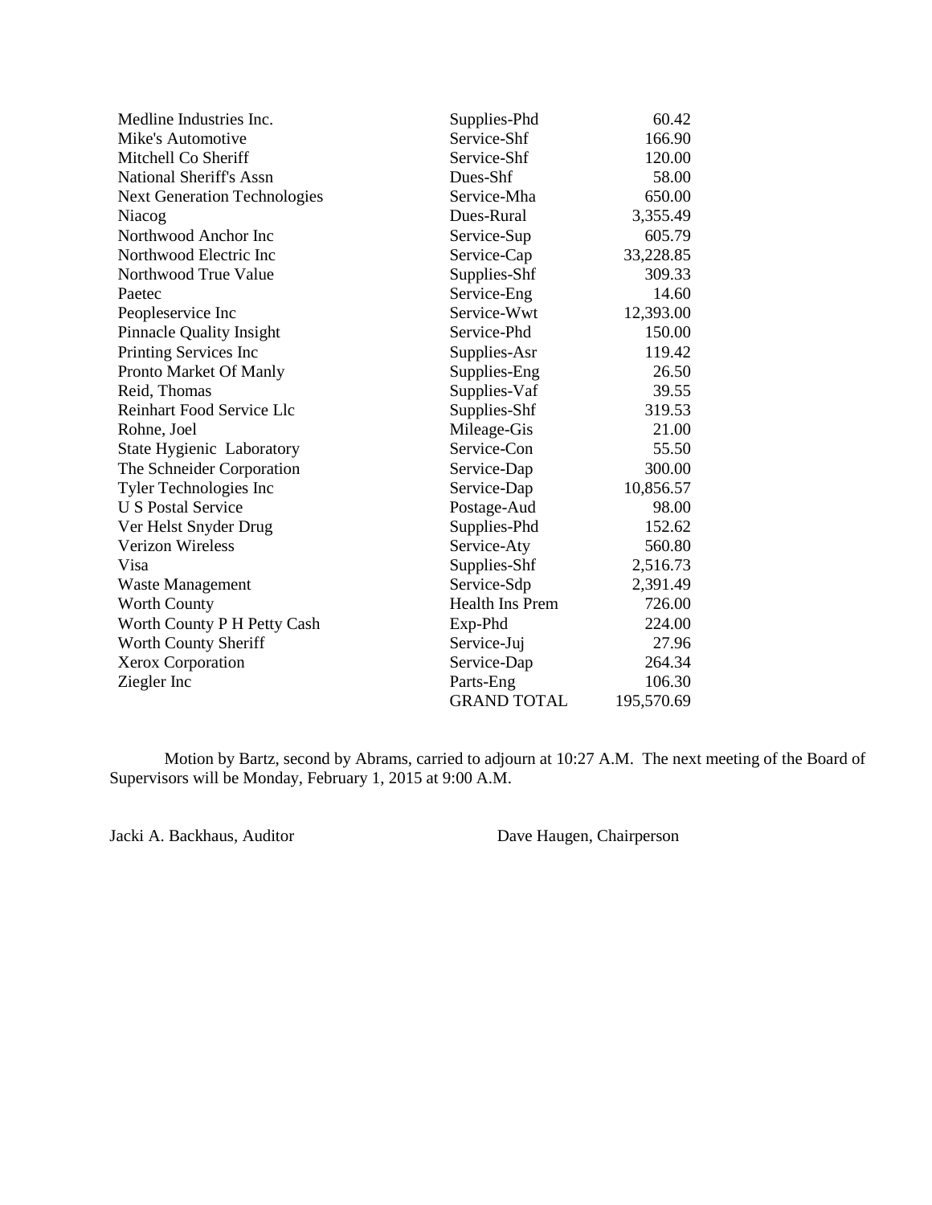| | | |
|---|---|---|
| Medline Industries Inc. | Supplies-Phd | 60.42 |
| Mike's Automotive | Service-Shf | 166.90 |
| Mitchell Co Sheriff | Service-Shf | 120.00 |
| National Sheriff's Assn | Dues-Shf | 58.00 |
| Next Generation Technologies | Service-Mha | 650.00 |
| Niacog | Dues-Rural | 3,355.49 |
| Northwood Anchor Inc | Service-Sup | 605.79 |
| Northwood Electric Inc | Service-Cap | 33,228.85 |
| Northwood True Value | Supplies-Shf | 309.33 |
| Paetec | Service-Eng | 14.60 |
| Peopleservice Inc | Service-Wwt | 12,393.00 |
| Pinnacle Quality Insight | Service-Phd | 150.00 |
| Printing Services Inc | Supplies-Asr | 119.42 |
| Pronto Market Of Manly | Supplies-Eng | 26.50 |
| Reid, Thomas | Supplies-Vaf | 39.55 |
| Reinhart Food Service Llc | Supplies-Shf | 319.53 |
| Rohne, Joel | Mileage-Gis | 21.00 |
| State Hygienic Laboratory | Service-Con | 55.50 |
| The Schneider Corporation | Service-Dap | 300.00 |
| Tyler Technologies Inc | Service-Dap | 10,856.57 |
| U S Postal Service | Postage-Aud | 98.00 |
| Ver Helst Snyder Drug | Supplies-Phd | 152.62 |
| Verizon Wireless | Service-Aty | 560.80 |
| Visa | Supplies-Shf | 2,516.73 |
| Waste Management | Service-Sdp | 2,391.49 |
| Worth County | Health Ins Prem | 726.00 |
| Worth County P H Petty Cash | Exp-Phd | 224.00 |
| Worth County Sheriff | Service-Juj | 27.96 |
| Xerox Corporation | Service-Dap | 264.34 |
| Ziegler Inc | Parts-Eng | 106.30 |
| | GRAND TOTAL | 195,570.69 |

Motion by Bartz, second by Abrams, carried to adjourn at 10:27 A.M. The next meeting of the Board of Supervisors will be Monday, February 1, 2015 at 9:00 A.M.

Jacki A. Backhaus, Auditor

Dave Haugen, Chairperson